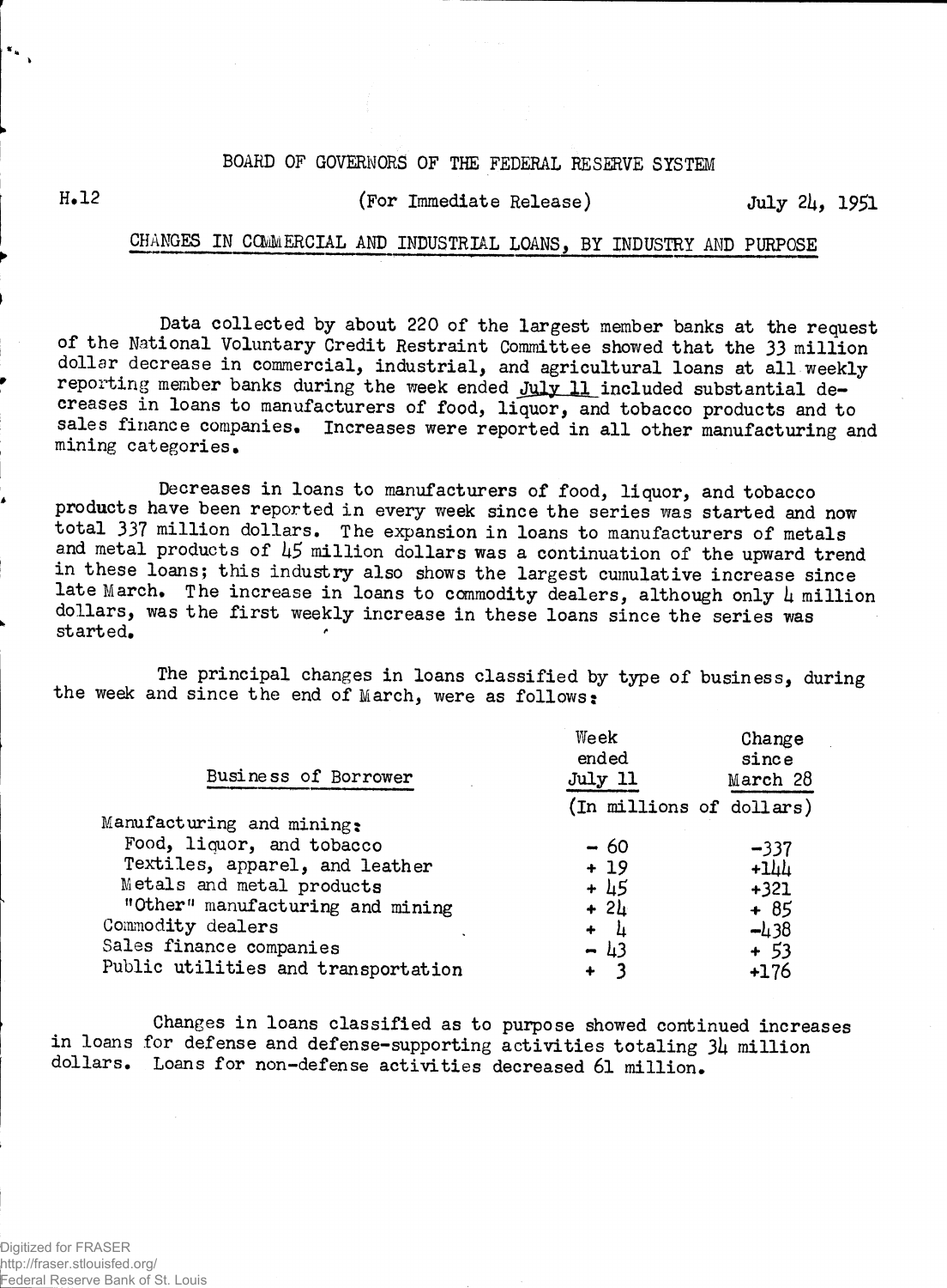BOARD OF GOVERNORS OF THE FEDERAL RESERVE SYSTEM

H.12 (For Immediate Release) July 24, 1951

## CHANGES IN COMMERCIAL AND INDUSTRIAL LOANS, BY INDUSTRY AND PURPOSE

Data collected by about 220 of the largest member banks at the request of the National Voluntary Credit Restraint Committee showed that the 33 million dollar decrease in commercial, industrial, and agricultural loans at all weekly reporting member banks during the week ended July 11 included substantial decreases in loans to manufacturers of food, liquor, and tobacco products and to sales finance companies. Increases were reported in all other manufacturing and mining categories.

Decreases in loans to manufacturers of food, liquor, and tobacco products have been reported in every week since the series was started and now total 337 million dollars. The expansion in loans to manufacturers of metals and metal products of 45 million dollars was a continuation of the upward trend in these loans; this industry also shows the largest cumulative increase since late March. The increase in loans to commodity dealers, although only 4 million dollars, was the first weekly increase in these loans since the series was started.

The principal changes in loans classified by type of business, during the week and since the end of March, were as follows:

| Business of Borrower | Week ended July 11 | Change since March 28 |
|---|---|---|
| | (In millions of dollars) | |
| Manufacturing and mining: | | |
| Food, liquor, and tobacco | - 60 | -337 |
| Textiles, apparel, and leather | + 19 | +144 |
| Metals and metal products | + 45 | +321 |
| "Other" manufacturing and mining | + 24 | + 85 |
| Commodity dealers | + 4 | -438 |
| Sales finance companies | - 43 | + 53 |
| Public utilities and transportation | + 3 | +176 |

Changes in loans classified as to purpose showed continued increases in loans for defense and defense-supporting activities totaling 34 million dollars. Loans for non-defense activities decreased 61 million.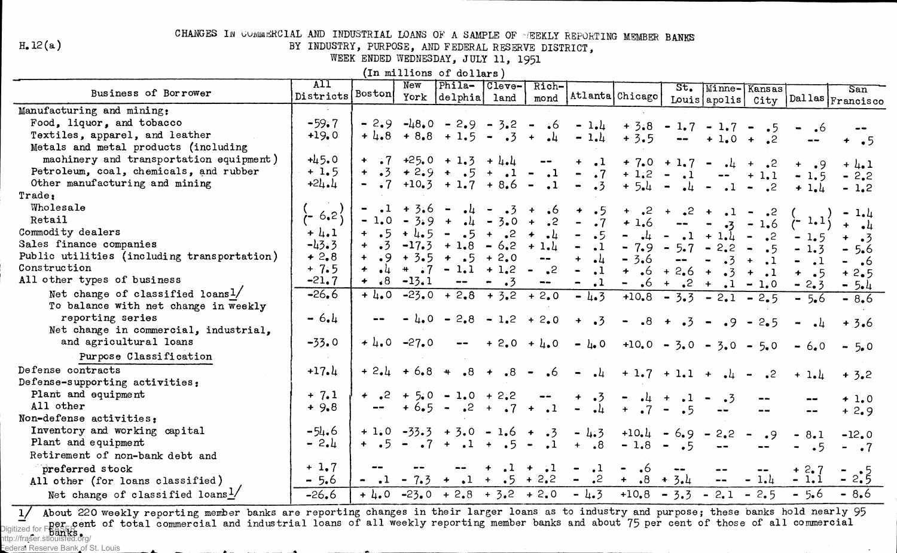H.12(a)

# CHANGES IN COMMERCIAL AND INDUSTRIAL LOANS OF A SAMPLE OF WEEKLY REPORTING MEMBER BANKS BY INDUSTRY, PURPOSE, AND FEDERAL RESERVE DISTRICT, WEEK ENDED WEDNESDAY, JULY 11, 1951

(In millions of dollars)

| Business of Borrower | All Districts | Boston | New York | Phila-delphia | Cleve-land | Rich-mond | Atlanta | Chicago | St. Louis | Minne-apolis | Kansas City | Dallas | San Francisco |
|---|---|---|---|---|---|---|---|---|---|---|---|---|---|
| Manufacturing and mining: | | | | | | | | | | | | | |
| Food, liquor, and tobacco | -59.7 | - 2.9 | -48.0 | - 2.9 | - 3.2 | - .6 | - 1.4 | + 3.8 | - 1.7 | - 1.7 | - .5 | - .6 | -- |
| Textiles, apparel, and leather | +19.0 | + 4.8 | + 8.8 | + 1.5 | - .3 | + .4 | - 1.4 | + 3.5 | -- | + 1.0 | + .2 | -- | + .5 |
| Metals and metal products (including machinery and transportation equipment) | +45.0 | + .7 | +25.0 | + 1.3 | + 4.4 | -- | + .1 | + 7.0 | + 1.7 | - .4 | + .2 | + .9 | + 4.1 |
| Petroleum, coal, chemicals, and rubber | + 1.5 | + .3 | + 2.9 | + .5 | + .1 | - .1 | - .7 | + 1.2 | - .1 | -- | + 1.1 | - 1.5 | - 2.2 |
| Other manufacturing and mining | +24.4 | - .7 | +10.3 | + 1.7 | + 8.6 | - .1 | - .3 | + 5.4 | - .4 | - .1 | - .2 | + 1.4 | - 1.2 |
| Trade: | | | | | | | | | | | | | |
| Wholesale | (- 6.2) | - .1 | + 3.6 | - .4 | - .3 | + .6 | + .5 | + .2 | + .2 | + .1 | - .2 | (- 1.1) | - 1.4 |
| Retail | | - 1.0 | - 3.9 | + .4 | - 3.0 | + .2 | - .7 | + 1.6 | -- | - .3 | - 1.6 | | + .4 |
| Commodity dealers | + 4.1 | + .5 | + 4.5 | - .5 | + .2 | + .4 | - .5 | - .4 | - .1 | + 1.4 | - .2 | - 1.5 | + .3 |
| Sales finance companies | -43.3 | + .3 | -17.3 | + 1.8 | - 6.2 | + 1.4 | - .1 | - 7.9 | - 5.7 | - 2.2 | - .5 | - 1.3 | - 5.6 |
| Public utilities (including transportation) | + 2.8 | + .9 | + 3.5 | + .5 | + 2.0 | -- | + .4 | - 3.6 | -- | - .3 | + .1 | - .1 | - .6 |
| Construction | + 7.5 | + .4 | + .7 | - 1.1 | + 1.2 | - .2 | - .1 | + .6 | + 2.6 | + .3 | + .1 | + .5 | + 2.5 |
| All other types of business | -21.7 | + .8 | -13.1 | -- | - .3 | -- | - .1 | - .6 | + .2 | + .1 | - 1.0 | - 2.3 | - 5.4 |
| Net change of classified loans[1] | -26.6 | + 4.0 | -23.0 | + 2.8 | + 3.2 | + 2.0 | - 4.3 | +10.8 | - 3.3 | - 2.1 | - 2.5 | - 5.6 | - 8.6 |
| To balance with net change in weekly reporting series | - 6.4 | -- | - 4.0 | - 2.8 | - 1.2 | + 2.0 | + .3 | - .8 | + .3 | - .9 | - 2.5 | - .4 | + 3.6 |
| Net change in commercial, industrial, and agricultural loans | -33.0 | + 4.0 | -27.0 | -- | + 2.0 | + 4.0 | - 4.0 | +10.0 | - 3.0 | - 3.0 | - 5.0 | - 6.0 | - 5.0 |
| **Purpose Classification** | | | | | | | | | | | | | |
| Defense contracts | +17.4 | + 2.4 | + 6.8 | + .8 | + .8 | - .6 | - .4 | + 1.7 | + 1.1 | + .4 | - .2 | + 1.4 | + 3.2 |
| Defense-supporting activities: | | | | | | | | | | | | | |
| Plant and equipment | + 7.1 | + .2 | + 5.0 | - 1.0 | + 2.2 | -- | + .3 | - .4 | + .1 | - .3 | -- | -- | + 1.0 |
| All other | + 9.8 | -- | + 6.5 | - .2 | + .7 | + .1 | - .4 | + .7 | - .5 | -- | -- | -- | + 2.9 |
| Non-defense activities: | | | | | | | | | | | | | |
| Inventory and working capital | -54.6 | + 1.0 | -33.3 | + 3.0 | - 1.6 | + .3 | - 4.3 | +10.4 | - 6.9 | - 2.2 | - .9 | - 8.1 | -12.0 |
| Plant and equipment | - 2.4 | + .5 | - .7 | + .1 | + .5 | - .1 | + .8 | - 1.8 | - .5 | -- | -- | - .5 | - .7 |
| Retirement of non-bank debt and preferred stock | + 1.7 | -- | -- | -- | + .1 | + .1 | - .1 | - .6 | -- | -- | -- | + 2.7 | - .5 |
| All other (for loans classified) | - 5.6 | - .1 | - 7.3 | + .1 | + .5 | + 2.2 | - .2 | + .8 | + 3.4 | -- | - 1.4 | - 1.1 | - 2.5 |
| Net change of classified loans[1] | -26.6 | + 4.0 | -23.0 | + 2.8 | + 3.2 | + 2.0 | - 4.3 | +10.8 | - 3.3 | - 2.1 | - 2.5 | - 5.6 | - 8.6 |

1/ About 220 weekly reporting member banks are reporting changes in their larger loans as to industry and purpose; these banks hold nearly 95 per cent of total commercial and industrial loans of all weekly reporting member banks and about 75 per cent of those of all commercial banks.